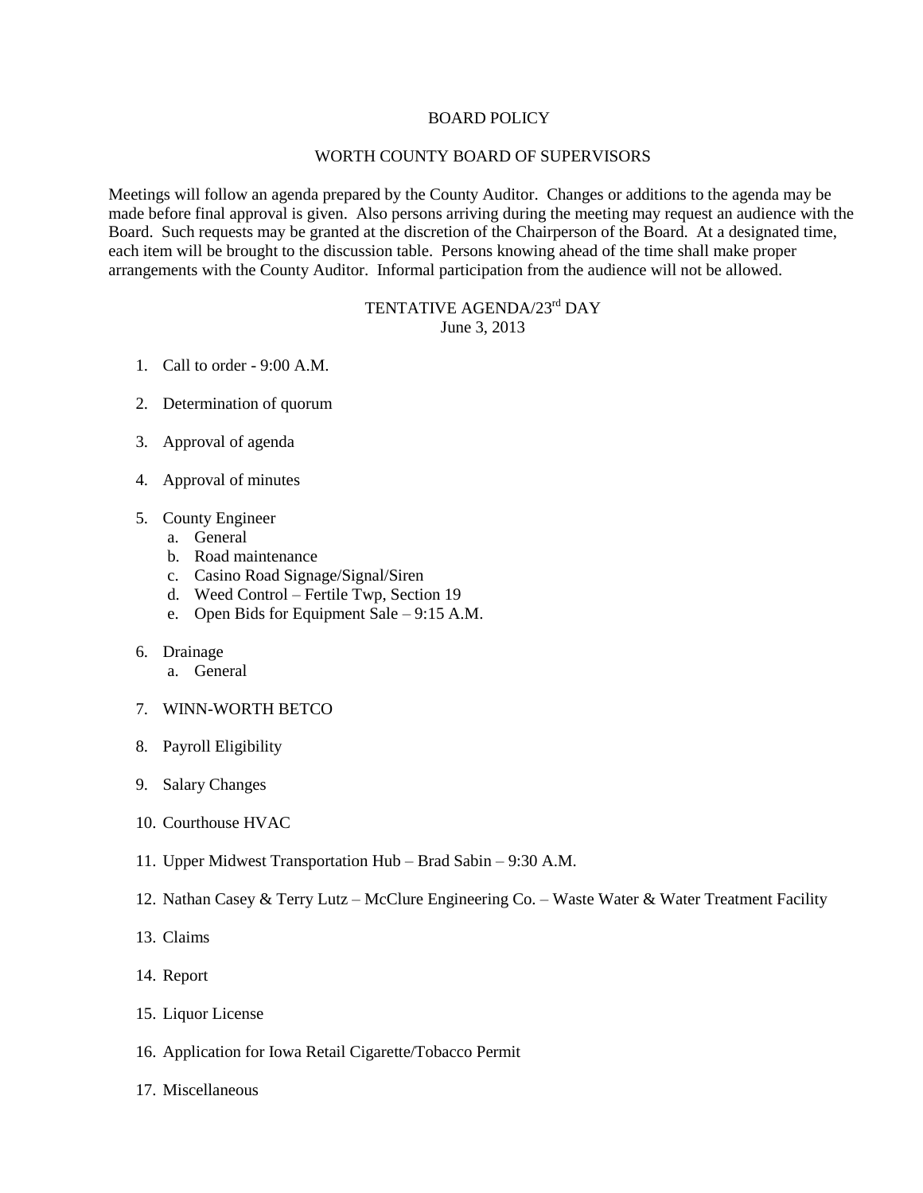# BOARD POLICY

## WORTH COUNTY BOARD OF SUPERVISORS

Meetings will follow an agenda prepared by the County Auditor. Changes or additions to the agenda may be made before final approval is given. Also persons arriving during the meeting may request an audience with the Board. Such requests may be granted at the discretion of the Chairperson of the Board. At a designated time, each item will be brought to the discussion table. Persons knowing ahead of the time shall make proper arrangements with the County Auditor. Informal participation from the audience will not be allowed.

## TENTATIVE AGENDA/23rd DAY
June 3, 2013

1. Call to order - 9:00 A.M.
2. Determination of quorum
3. Approval of agenda
4. Approval of minutes
5. County Engineer
   a. General
   b. Road maintenance
   c. Casino Road Signage/Signal/Siren
   d. Weed Control – Fertile Twp, Section 19
   e. Open Bids for Equipment Sale – 9:15 A.M.
6. Drainage
   a. General
7. WINN-WORTH BETCO
8. Payroll Eligibility
9. Salary Changes
10. Courthouse HVAC
11. Upper Midwest Transportation Hub – Brad Sabin – 9:30 A.M.
12. Nathan Casey & Terry Lutz – McClure Engineering Co. – Waste Water & Water Treatment Facility
13. Claims
14. Report
15. Liquor License
16. Application for Iowa Retail Cigarette/Tobacco Permit
17. Miscellaneous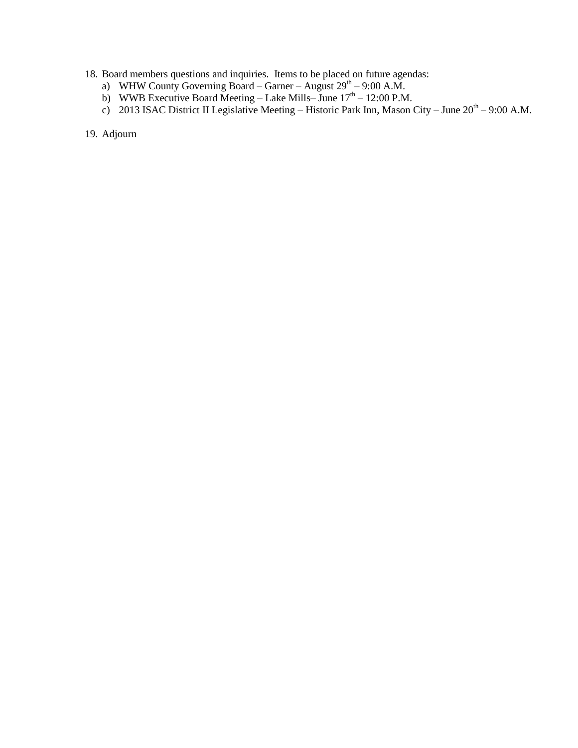18. Board members questions and inquiries. Items to be placed on future agendas:
    a) WHW County Governing Board – Garner – August 29th – 9:00 A.M.
    b) WWB Executive Board Meeting – Lake Mills– June 17th – 12:00 P.M.
    c) 2013 ISAC District II Legislative Meeting – Historic Park Inn, Mason City – June 20th – 9:00 A.M.

19. Adjourn